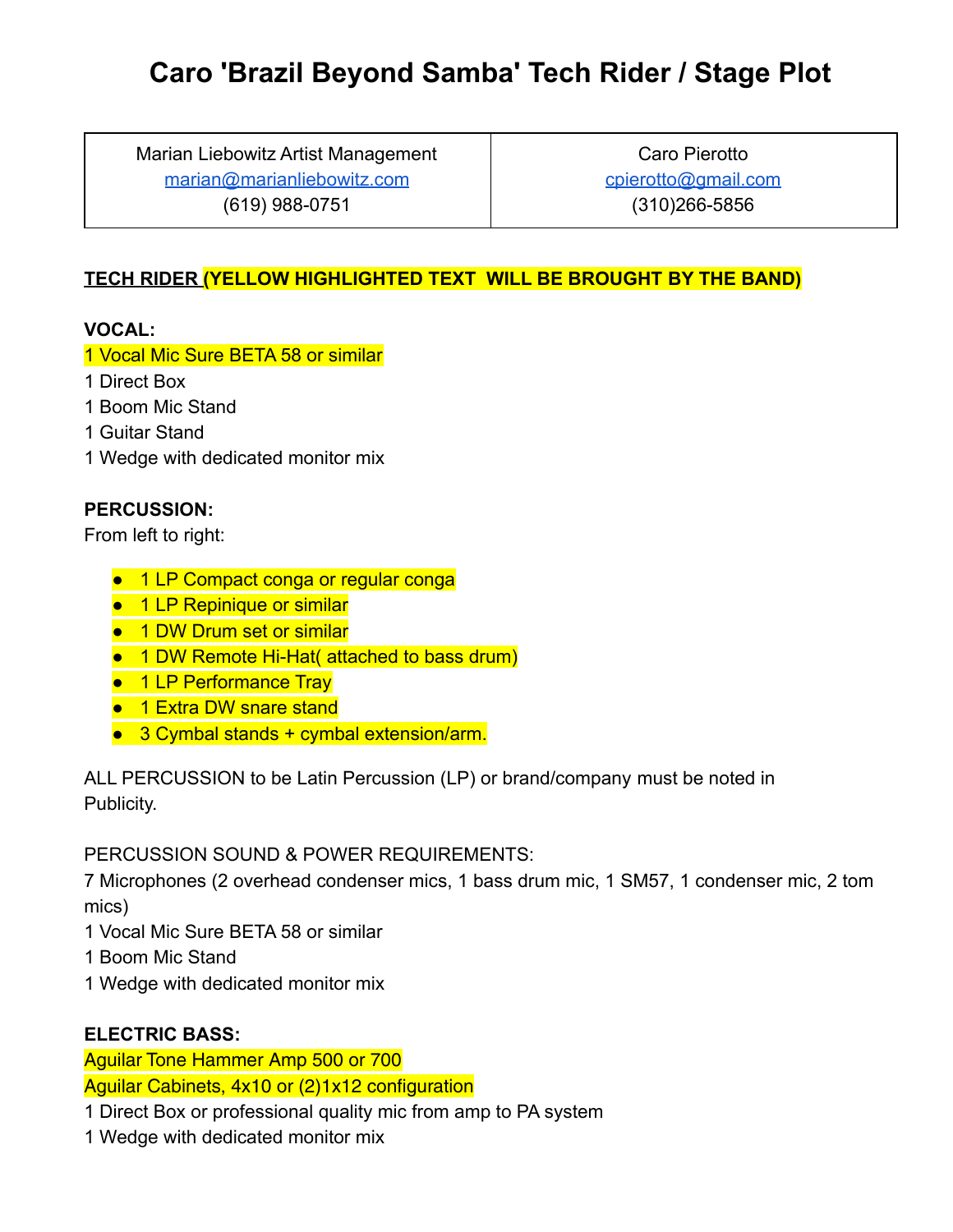# Caro 'Brazil Beyond Samba' Tech Rider / Stage Plot

| Marian Liebowitz Artist Management<br>marian@marianliebowitz.com<br>(619) 988-0751 | Caro Pierotto<br>cpierotto@gmail.com<br>(310)266-5856 |
|---|---|

**TECH RIDER (YELLOW HIGHLIGHTED TEXT WILL BE BROUGHT BY THE BAND)**

**VOCAL:**

1 Vocal Mic Sure BETA 58 or similar
1 Direct Box
1 Boom Mic Stand
1 Guitar Stand
1 Wedge with dedicated monitor mix

**PERCUSSION:**

From left to right:

- 1 LP Compact conga or regular conga
- 1 LP Repinique or similar
- 1 DW Drum set or similar
- 1 DW Remote Hi-Hat( attached to bass drum)
- 1 LP Performance Tray
- 1 Extra DW snare stand
- 3 Cymbal stands + cymbal extension/arm.

ALL PERCUSSION to be Latin Percussion (LP) or brand/company must be noted in Publicity.

PERCUSSION SOUND & POWER REQUIREMENTS:
7 Microphones (2 overhead condenser mics, 1 bass drum mic, 1 SM57, 1 condenser mic, 2 tom mics)
1 Vocal Mic Sure BETA 58 or similar
1 Boom Mic Stand
1 Wedge with dedicated monitor mix

**ELECTRIC BASS:**

Aguilar Tone Hammer Amp 500 or 700
Aguilar Cabinets, 4x10 or (2)1x12 configuration
1 Direct Box or professional quality mic from amp to PA system
1 Wedge with dedicated monitor mix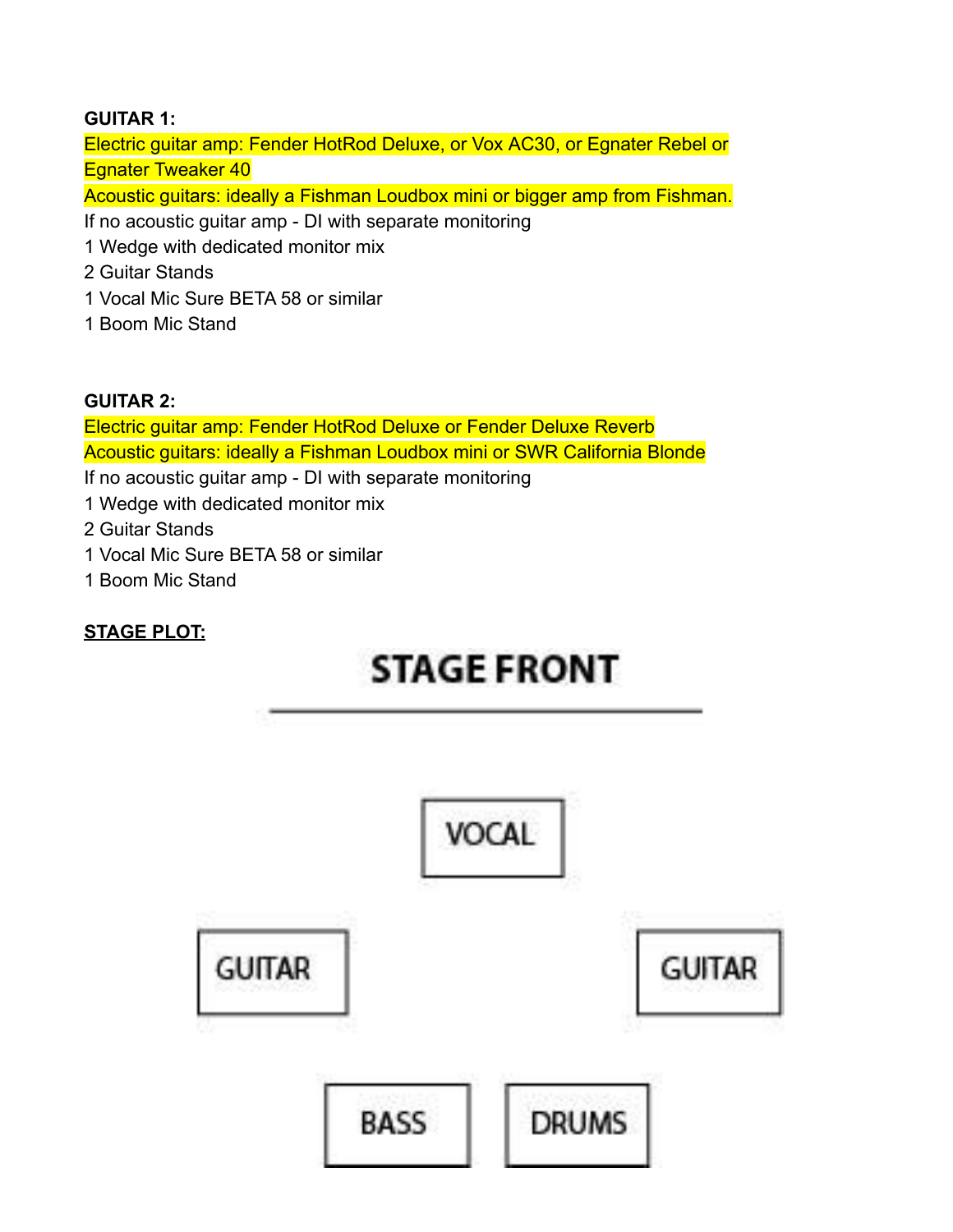**GUITAR 1:**

Electric guitar amp: Fender HotRod Deluxe, or Vox AC30, or Egnater Rebel or Egnater Tweaker 40
Acoustic guitars: ideally a Fishman Loudbox mini or bigger amp from Fishman.
If no acoustic guitar amp - DI with separate monitoring
1 Wedge with dedicated monitor mix
2 Guitar Stands
1 Vocal Mic Sure BETA 58 or similar
1 Boom Mic Stand

**GUITAR 2:**

Electric guitar amp: Fender HotRod Deluxe or Fender Deluxe Reverb
Acoustic guitars: ideally a Fishman Loudbox mini or SWR California Blonde
If no acoustic guitar amp - DI with separate monitoring
1 Wedge with dedicated monitor mix
2 Guitar Stands
1 Vocal Mic Sure BETA 58 or similar
1 Boom Mic Stand

**STAGE PLOT:**

STAGE FRONT

VOCAL

GUITAR

GUITAR

BASS

DRUMS